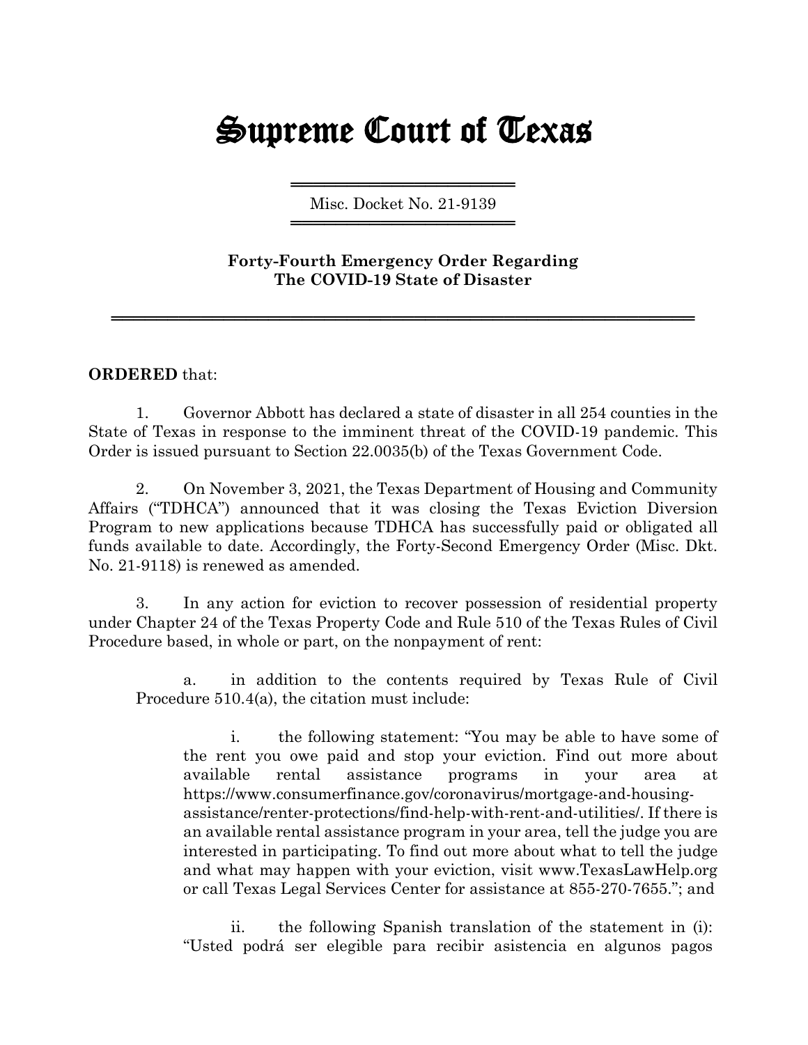# Supreme Court of Texas

Misc. Docket No. 21-9139

**Forty-Fourth Emergency Order Regarding The COVID-19 State of Disaster**

**ORDERED** that:

1. Governor Abbott has declared a state of disaster in all 254 counties in the State of Texas in response to the imminent threat of the COVID-19 pandemic. This Order is issued pursuant to Section 22.0035(b) of the Texas Government Code.

2. On November 3, 2021, the Texas Department of Housing and Community Affairs ("TDHCA") announced that it was closing the Texas Eviction Diversion Program to new applications because TDHCA has successfully paid or obligated all funds available to date. Accordingly, the Forty-Second Emergency Order (Misc. Dkt. No. 21-9118) is renewed as amended.

3. In any action for eviction to recover possession of residential property under Chapter 24 of the Texas Property Code and Rule 510 of the Texas Rules of Civil Procedure based, in whole or part, on the nonpayment of rent:

   a. in addition to the contents required by Texas Rule of Civil Procedure 510.4(a), the citation must include:

      i. the following statement: "You may be able to have some of the rent you owe paid and stop your eviction. Find out more about available rental assistance programs in your area at https://www.consumerfinance.gov/coronavirus/mortgage-and-housing-assistance/renter-protections/find-help-with-rent-and-utilities/. If there is an available rental assistance program in your area, tell the judge you are interested in participating. To find out more about what to tell the judge and what may happen with your eviction, visit www.TexasLawHelp.org or call Texas Legal Services Center for assistance at 855-270-7655."; and

      ii. the following Spanish translation of the statement in (i): "Usted podrá ser elegible para recibir asistencia en algunos pagos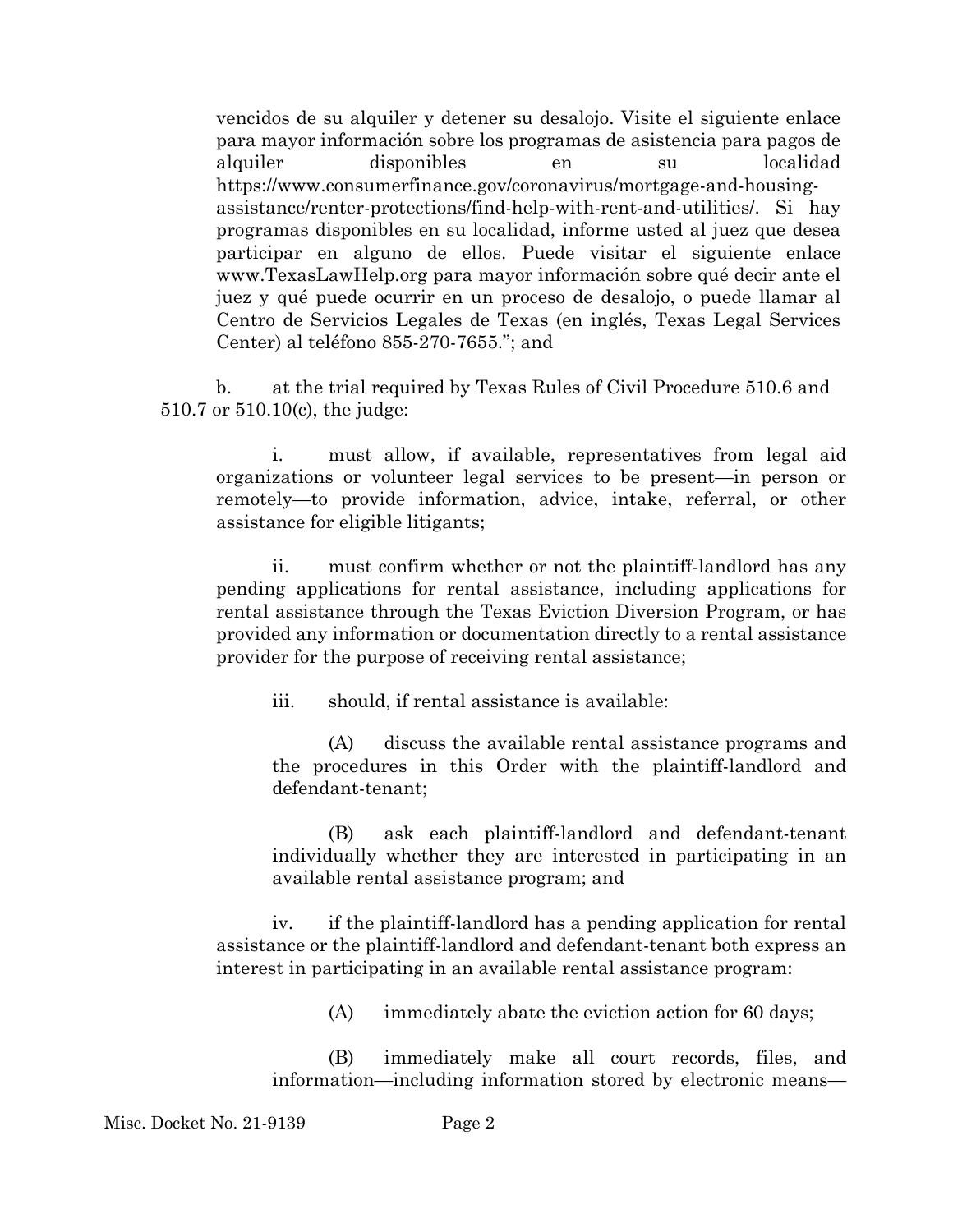vencidos de su alquiler y detener su desalojo. Visite el siguiente enlace para mayor información sobre los programas de asistencia para pagos de alquiler disponibles en su localidad https://www.consumerfinance.gov/coronavirus/mortgage-and-housing-assistance/renter-protections/find-help-with-rent-and-utilities/. Si hay programas disponibles en su localidad, informe usted al juez que desea participar en alguno de ellos. Puede visitar el siguiente enlace www.TexasLawHelp.org para mayor información sobre qué decir ante el juez y qué puede ocurrir en un proceso de desalojo, o puede llamar al Centro de Servicios Legales de Texas (en inglés, Texas Legal Services Center) al teléfono 855-270-7655."; and

b. at the trial required by Texas Rules of Civil Procedure 510.6 and 510.7 or 510.10(c), the judge:

i. must allow, if available, representatives from legal aid organizations or volunteer legal services to be present—in person or remotely—to provide information, advice, intake, referral, or other assistance for eligible litigants;

ii. must confirm whether or not the plaintiff-landlord has any pending applications for rental assistance, including applications for rental assistance through the Texas Eviction Diversion Program, or has provided any information or documentation directly to a rental assistance provider for the purpose of receiving rental assistance;

iii. should, if rental assistance is available:

(A) discuss the available rental assistance programs and the procedures in this Order with the plaintiff-landlord and defendant-tenant;

(B) ask each plaintiff-landlord and defendant-tenant individually whether they are interested in participating in an available rental assistance program; and

iv. if the plaintiff-landlord has a pending application for rental assistance or the plaintiff-landlord and defendant-tenant both express an interest in participating in an available rental assistance program:

(A) immediately abate the eviction action for 60 days;

(B) immediately make all court records, files, and information—including information stored by electronic means—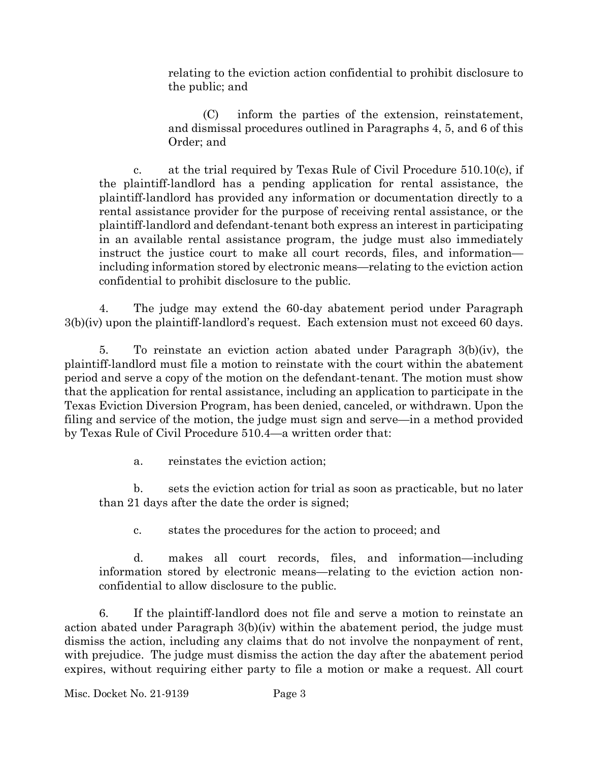relating to the eviction action confidential to prohibit disclosure to the public; and

(C) inform the parties of the extension, reinstatement, and dismissal procedures outlined in Paragraphs 4, 5, and 6 of this Order; and

c. at the trial required by Texas Rule of Civil Procedure 510.10(c), if the plaintiff-landlord has a pending application for rental assistance, the plaintiff-landlord has provided any information or documentation directly to a rental assistance provider for the purpose of receiving rental assistance, or the plaintiff-landlord and defendant-tenant both express an interest in participating in an available rental assistance program, the judge must also immediately instruct the justice court to make all court records, files, and information—including information stored by electronic means—relating to the eviction action confidential to prohibit disclosure to the public.

4. The judge may extend the 60-day abatement period under Paragraph 3(b)(iv) upon the plaintiff-landlord's request. Each extension must not exceed 60 days.

5. To reinstate an eviction action abated under Paragraph 3(b)(iv), the plaintiff-landlord must file a motion to reinstate with the court within the abatement period and serve a copy of the motion on the defendant-tenant. The motion must show that the application for rental assistance, including an application to participate in the Texas Eviction Diversion Program, has been denied, canceled, or withdrawn. Upon the filing and service of the motion, the judge must sign and serve—in a method provided by Texas Rule of Civil Procedure 510.4—a written order that:

a. reinstates the eviction action;

b. sets the eviction action for trial as soon as practicable, but no later than 21 days after the date the order is signed;

c. states the procedures for the action to proceed; and

d. makes all court records, files, and information—including information stored by electronic means—relating to the eviction action non-confidential to allow disclosure to the public.

6. If the plaintiff-landlord does not file and serve a motion to reinstate an action abated under Paragraph 3(b)(iv) within the abatement period, the judge must dismiss the action, including any claims that do not involve the nonpayment of rent, with prejudice. The judge must dismiss the action the day after the abatement period expires, without requiring either party to file a motion or make a request. All court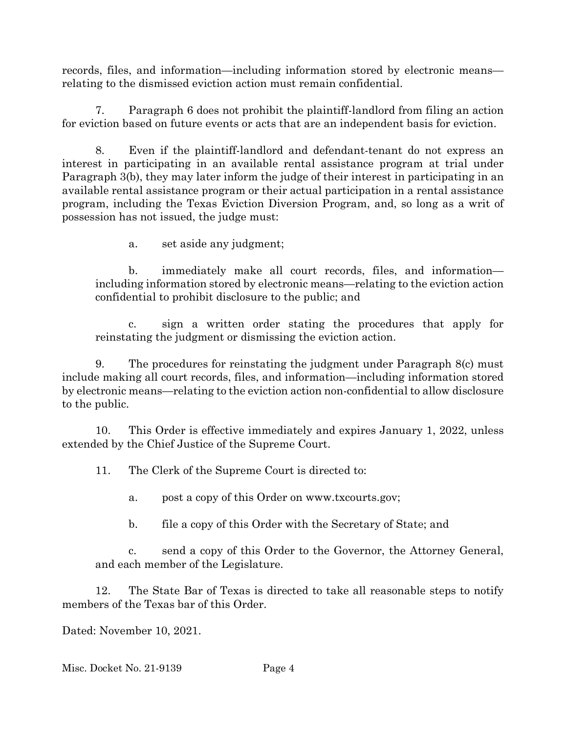records, files, and information—including information stored by electronic means—relating to the dismissed eviction action must remain confidential.

7. Paragraph 6 does not prohibit the plaintiff-landlord from filing an action for eviction based on future events or acts that are an independent basis for eviction.

8. Even if the plaintiff-landlord and defendant-tenant do not express an interest in participating in an available rental assistance program at trial under Paragraph 3(b), they may later inform the judge of their interest in participating in an available rental assistance program or their actual participation in a rental assistance program, including the Texas Eviction Diversion Program, and, so long as a writ of possession has not issued, the judge must:

   a. set aside any judgment;

   b. immediately make all court records, files, and information—including information stored by electronic means—relating to the eviction action confidential to prohibit disclosure to the public; and

   c. sign a written order stating the procedures that apply for reinstating the judgment or dismissing the eviction action.

9. The procedures for reinstating the judgment under Paragraph 8(c) must include making all court records, files, and information—including information stored by electronic means—relating to the eviction action non-confidential to allow disclosure to the public.

10. This Order is effective immediately and expires January 1, 2022, unless extended by the Chief Justice of the Supreme Court.

11. The Clerk of the Supreme Court is directed to:

   a. post a copy of this Order on www.txcourts.gov;

   b. file a copy of this Order with the Secretary of State; and

   c. send a copy of this Order to the Governor, the Attorney General, and each member of the Legislature.

12. The State Bar of Texas is directed to take all reasonable steps to notify members of the Texas bar of this Order.

Dated: November 10, 2021.

Misc. Docket No. 21-9139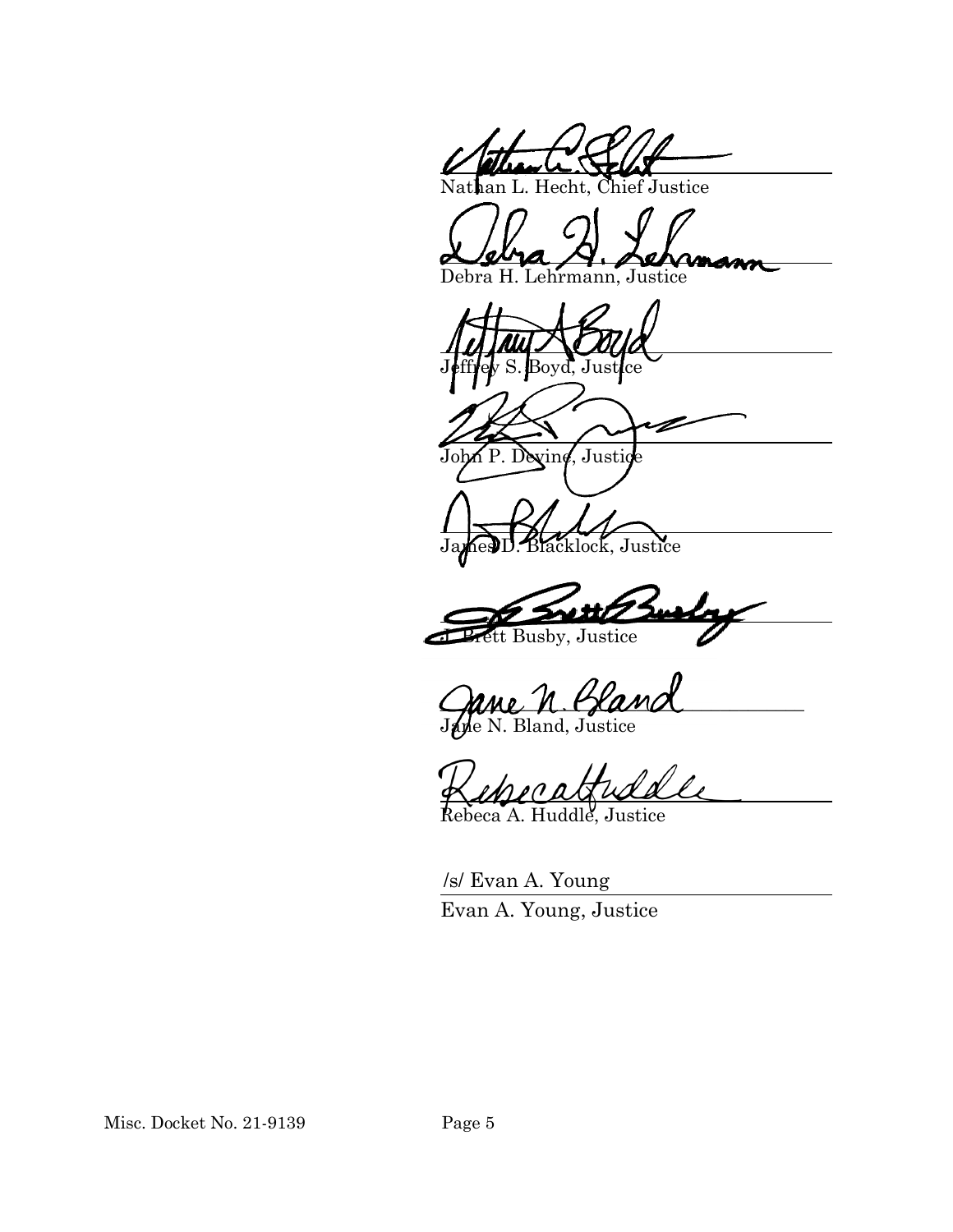Nathan L. Hecht, Chief Justice

Debra H. Lehrmann, Justice

Jeffrey S. Boyd, Justice

John P. Devine, Justice

James D. Blacklock, Justice

J. Brett Busby, Justice

Jane N. Bland, Justice

Rebeca A. Huddle, Justice

/s/ Evan A. Young

Evan A. Young, Justice

Misc. Docket No. 21-9139